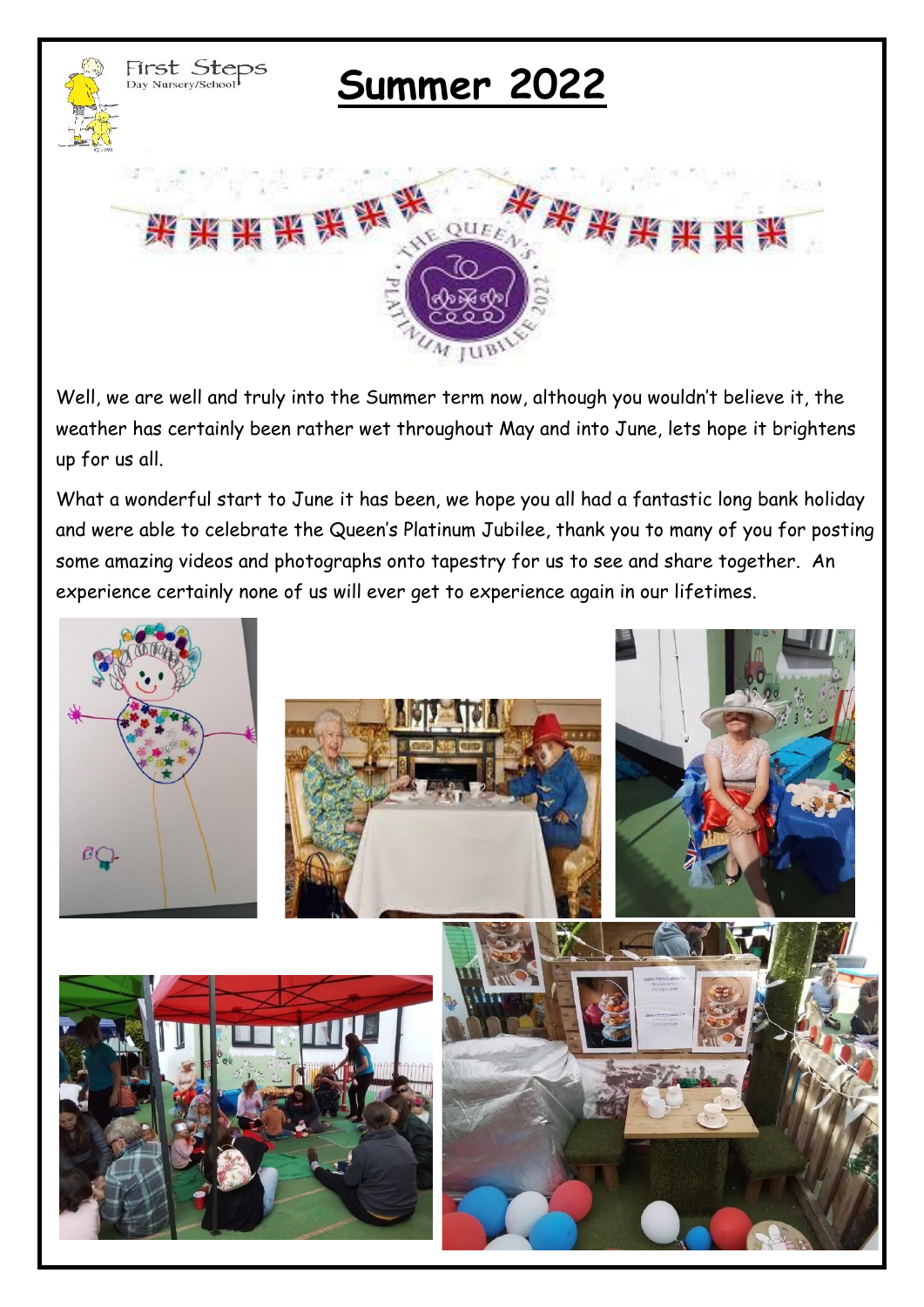# Summer 2022

Well, we are well and truly into the Summer term now, although you wouldn't believe it, the weather has certainly been rather wet throughout May and into June, lets hope it brightens up for us all.

What a wonderful start to June it has been, we hope you all had a fantastic long bank holiday and were able to celebrate the Queen's Platinum Jubilee, thank you to many of you for posting some amazing videos and photographs onto tapestry for us to see and share together. An experience certainly none of us will ever get to experience again in our lifetimes.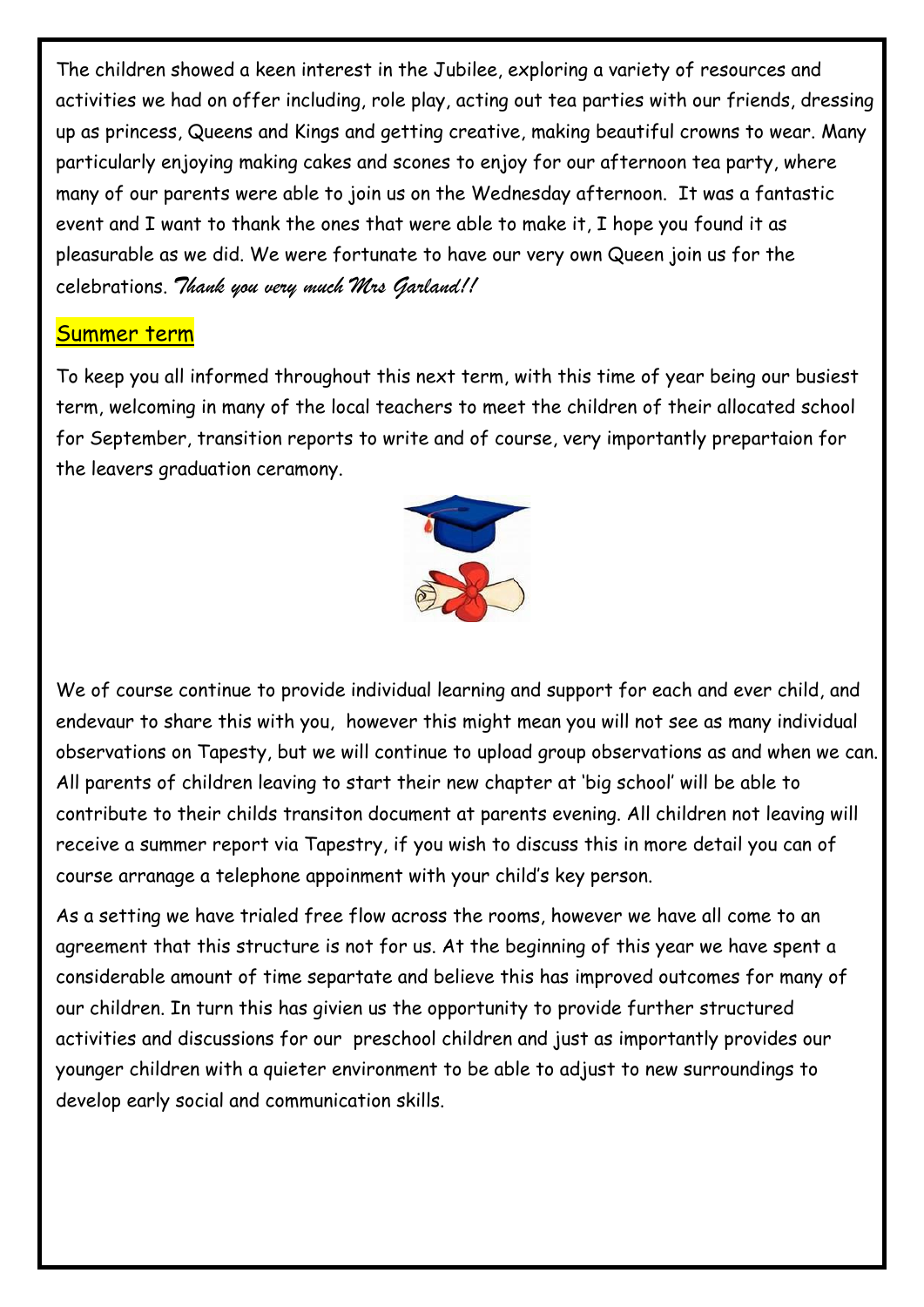The children showed a keen interest in the Jubilee, exploring a variety of resources and activities we had on offer including, role play, acting out tea parties with our friends, dressing up as princess, Queens and Kings and getting creative, making beautiful crowns to wear. Many particularly enjoying making cakes and scones to enjoy for our afternoon tea party, where many of our parents were able to join us on the Wednesday afternoon. It was a fantastic event and I want to thank the ones that were able to make it, I hope you found it as pleasurable as we did. We were fortunate to have our very own Queen join us for the celebrations. *Thank you very much Mrs Garland!!*

## Summer term

To keep you all informed throughout this next term, with this time of year being our busiest term, welcoming in many of the local teachers to meet the children of their allocated school for September, transition reports to write and of course, very importantly prepartaion for the leavers graduation ceramony.

We of course continue to provide individual learning and support for each and ever child, and endevaur to share this with you, however this might mean you will not see as many individual observations on Tapesty, but we will continue to upload group observations as and when we can. All parents of children leaving to start their new chapter at 'big school' will be able to contribute to their childs transiton document at parents evening. All children not leaving will receive a summer report via Tapestry, if you wish to discuss this in more detail you can of course arranage a telephone appoinment with your child's key person.

As a setting we have trialed free flow across the rooms, however we have all come to an agreement that this structure is not for us. At the beginning of this year we have spent a considerable amount of time separtate and believe this has improved outcomes for many of our children. In turn this has givien us the opportunity to provide further structured activities and discussions for our preschool children and just as importantly provides our younger children with a quieter environment to be able to adjust to new surroundings to develop early social and communication skills.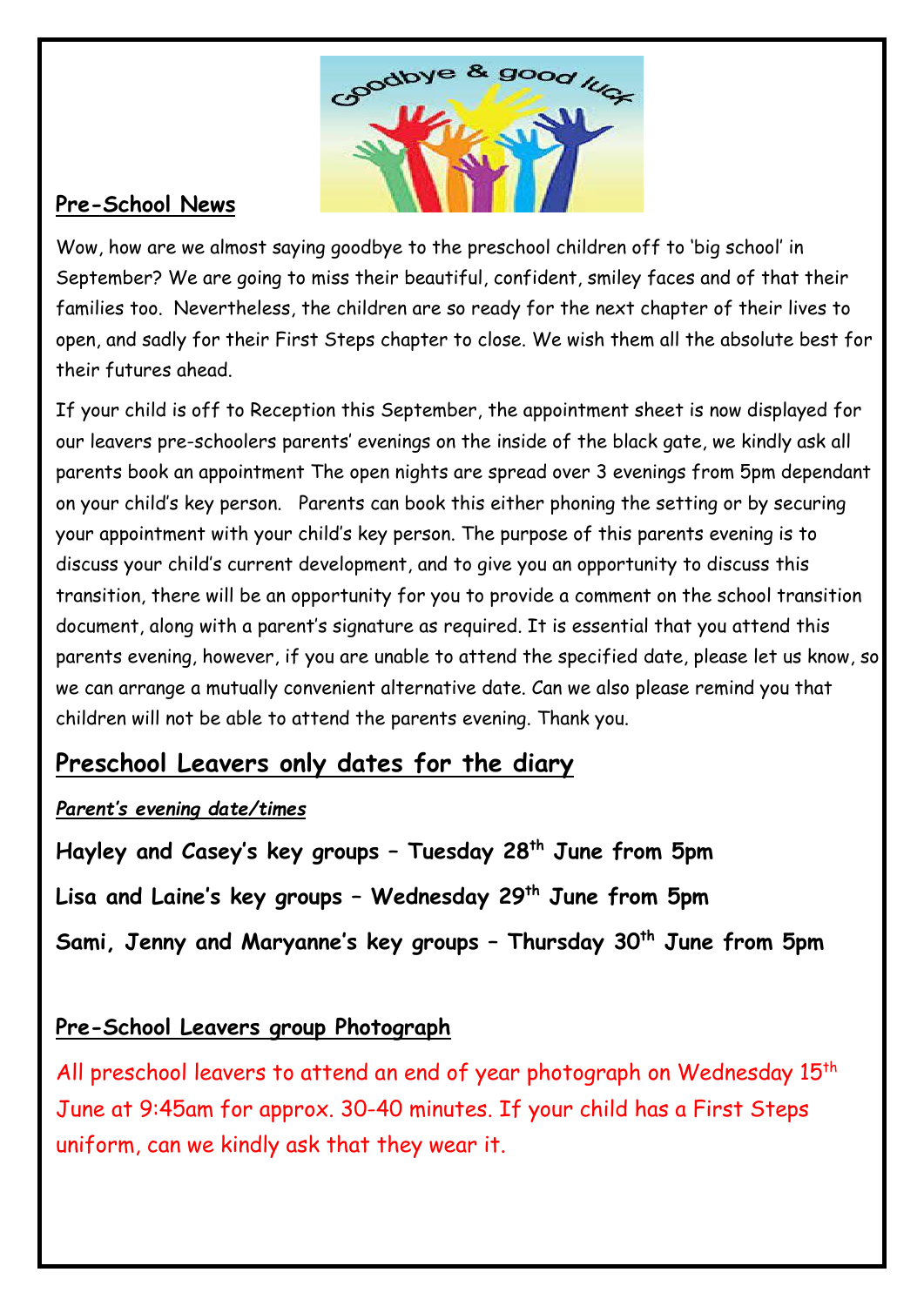## Pre-School News

Wow, how are we almost saying goodbye to the preschool children off to 'big school' in September? We are going to miss their beautiful, confident, smiley faces and of that their families too. Nevertheless, the children are so ready for the next chapter of their lives to open, and sadly for their First Steps chapter to close. We wish them all the absolute best for their futures ahead.

If your child is off to Reception this September, the appointment sheet is now displayed for our leavers pre-schoolers parents' evenings on the inside of the black gate, we kindly ask all parents book an appointment The open nights are spread over 3 evenings from 5pm dependant on your child's key person. Parents can book this either phoning the setting or by securing your appointment with your child's key person. The purpose of this parents evening is to discuss your child's current development, and to give you an opportunity to discuss this transition, there will be an opportunity for you to provide a comment on the school transition document, along with a parent's signature as required. It is essential that you attend this parents evening, however, if you are unable to attend the specified date, please let us know, so we can arrange a mutually convenient alternative date. Can we also please remind you that children will not be able to attend the parents evening. Thank you.

## Preschool Leavers only dates for the diary

***Parent's evening date/times***

**Hayley and Casey's key groups – Tuesday 28th June from 5pm**

**Lisa and Laine's key groups – Wednesday 29th June from 5pm**

**Sami, Jenny and Maryanne's key groups – Thursday 30th June from 5pm**

### Pre-School Leavers group Photograph

All preschool leavers to attend an end of year photograph on Wednesday 15th June at 9:45am for approx. 30-40 minutes. If your child has a First Steps uniform, can we kindly ask that they wear it.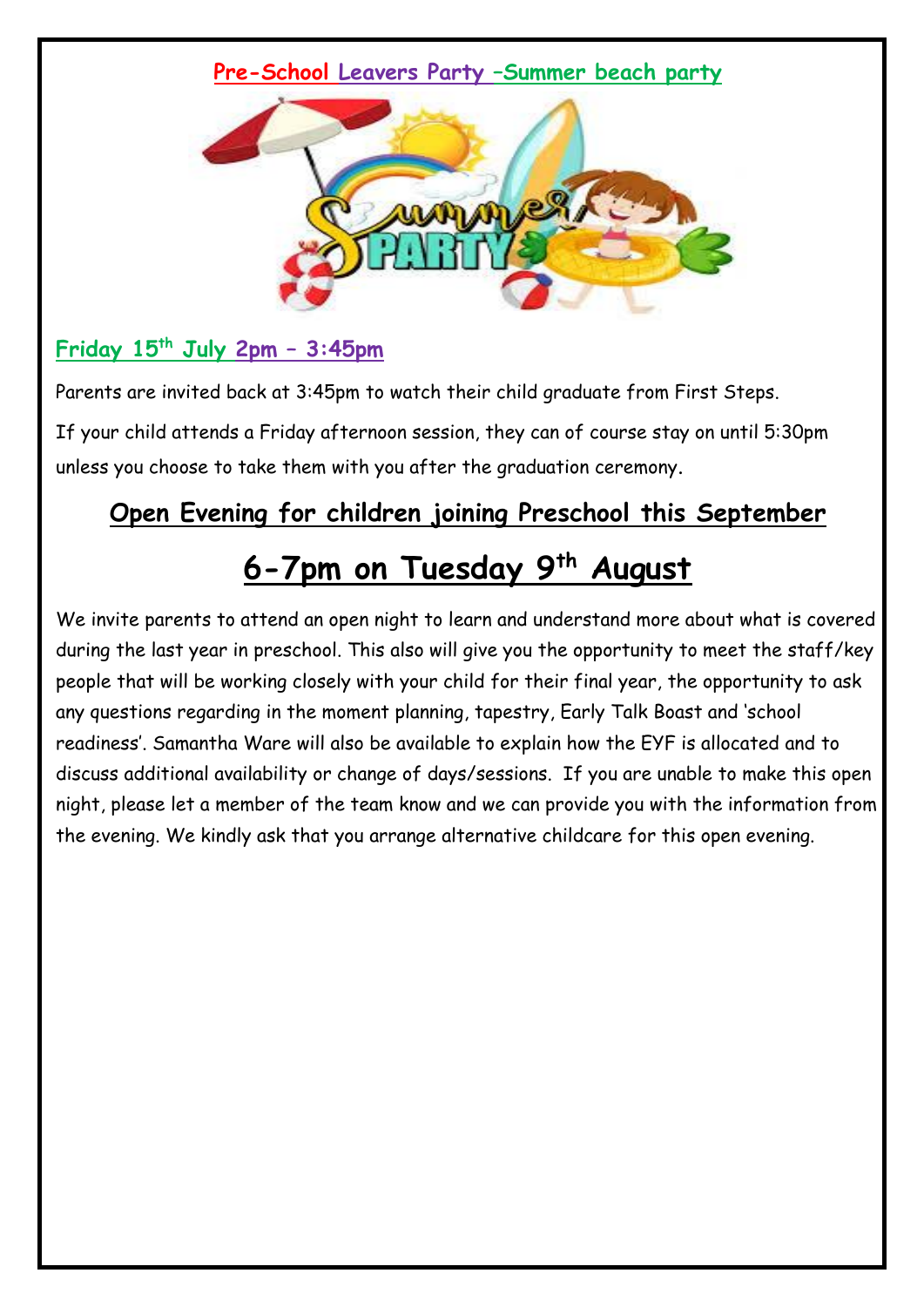## Pre-School Leavers Party –Summer beach party

### Friday 15th July 2pm – 3:45pm

Parents are invited back at 3:45pm to watch their child graduate from First Steps.

If your child attends a Friday afternoon session, they can of course stay on until 5:30pm unless you choose to take them with you after the graduation ceremony.

## Open Evening for children joining Preschool this September

# 6-7pm on Tuesday 9th August

We invite parents to attend an open night to learn and understand more about what is covered during the last year in preschool. This also will give you the opportunity to meet the staff/key people that will be working closely with your child for their final year, the opportunity to ask any questions regarding in the moment planning, tapestry, Early Talk Boast and 'school readiness'. Samantha Ware will also be available to explain how the EYF is allocated and to discuss additional availability or change of days/sessions. If you are unable to make this open night, please let a member of the team know and we can provide you with the information from the evening. We kindly ask that you arrange alternative childcare for this open evening.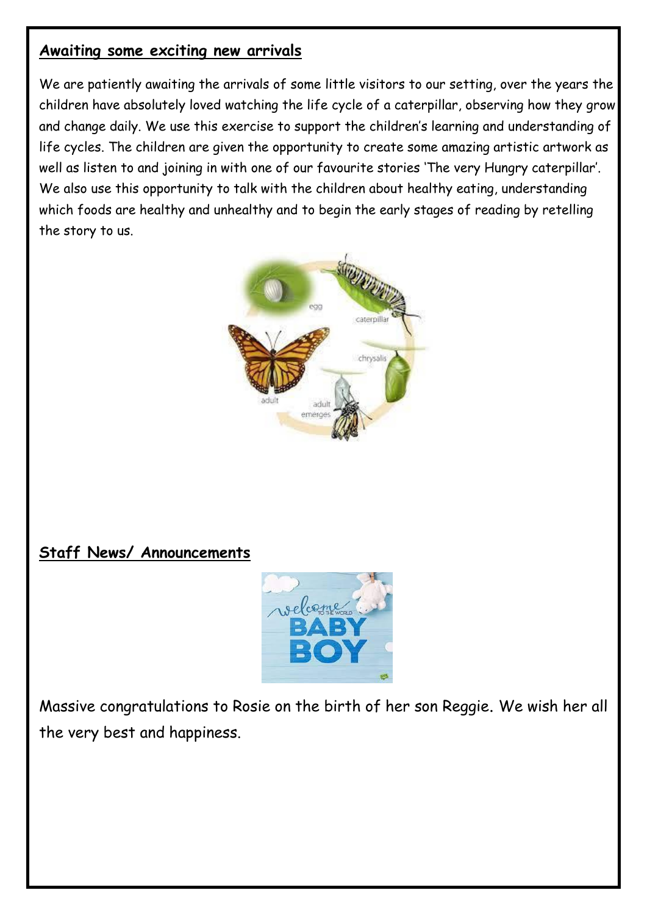## Awaiting some exciting new arrivals

We are patiently awaiting the arrivals of some little visitors to our setting, over the years the children have absolutely loved watching the life cycle of a caterpillar, observing how they grow and change daily. We use this exercise to support the children's learning and understanding of life cycles. The children are given the opportunity to create some amazing artistic artwork as well as listen to and joining in with one of our favourite stories 'The very Hungry caterpillar'. We also use this opportunity to talk with the children about healthy eating, understanding which foods are healthy and unhealthy and to begin the early stages of reading by retelling the story to us.

## Staff News/ Announcements

Massive congratulations to Rosie on the birth of her son Reggie. We wish her all the very best and happiness.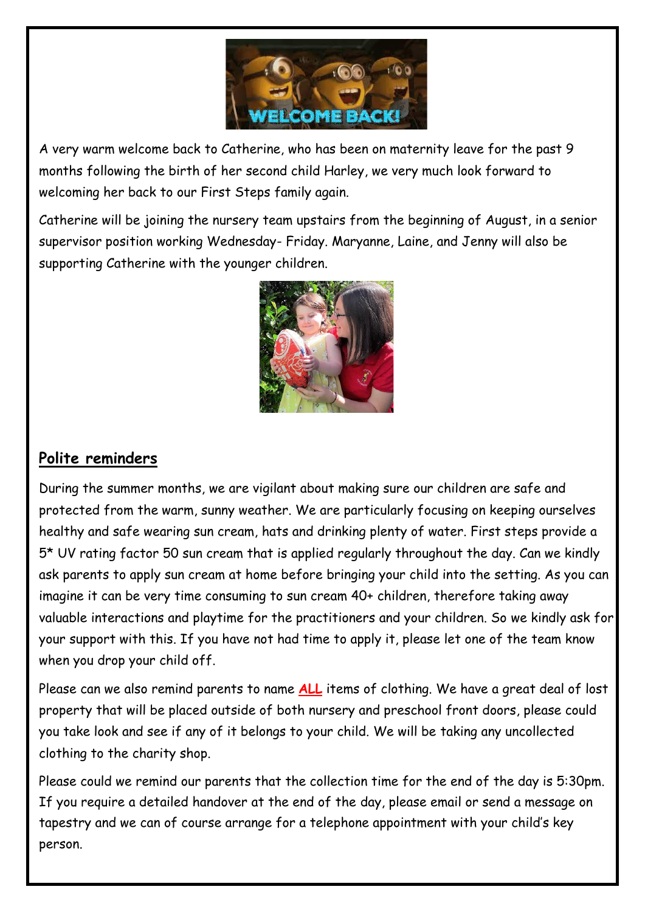A very warm welcome back to Catherine, who has been on maternity leave for the past 9 months following the birth of her second child Harley, we very much look forward to welcoming her back to our First Steps family again.

Catherine will be joining the nursery team upstairs from the beginning of August, in a senior supervisor position working Wednesday- Friday. Maryanne, Laine, and Jenny will also be supporting Catherine with the younger children.

## **Polite reminders**

During the summer months, we are vigilant about making sure our children are safe and protected from the warm, sunny weather. We are particularly focusing on keeping ourselves healthy and safe wearing sun cream, hats and drinking plenty of water. First steps provide a 5* UV rating factor 50 sun cream that is applied regularly throughout the day. Can we kindly ask parents to apply sun cream at home before bringing your child into the setting. As you can imagine it can be very time consuming to sun cream 40+ children, therefore taking away valuable interactions and playtime for the practitioners and your children. So we kindly ask for your support with this. If you have not had time to apply it, please let one of the team know when you drop your child off.

Please can we also remind parents to name **ALL** items of clothing. We have a great deal of lost property that will be placed outside of both nursery and preschool front doors, please could you take look and see if any of it belongs to your child. We will be taking any uncollected clothing to the charity shop.

Please could we remind our parents that the collection time for the end of the day is 5:30pm. If you require a detailed handover at the end of the day, please email or send a message on tapestry and we can of course arrange for a telephone appointment with your child's key person.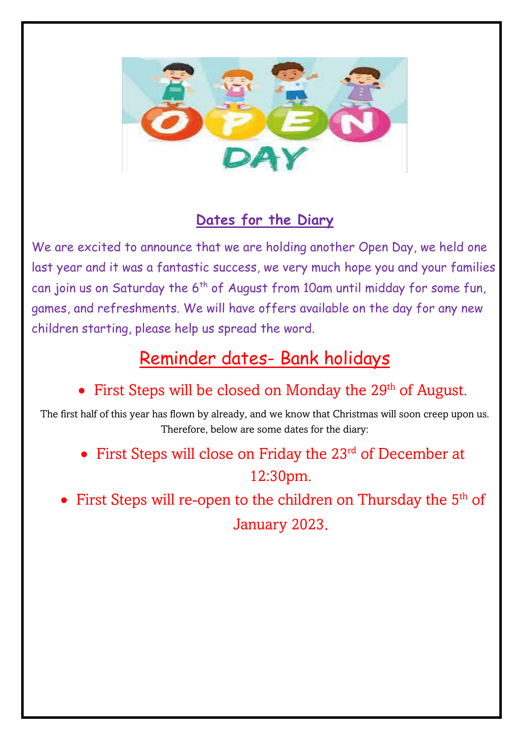## Dates for the Diary

We are excited to announce that we are holding another Open Day, we held one last year and it was a fantastic success, we very much hope you and your families can join us on Saturday the 6th of August from 10am until midday for some fun, games, and refreshments. We will have offers available on the day for any new children starting, please help us spread the word.

## Reminder dates- Bank holidays

- First Steps will be closed on Monday the 29th of August.

The first half of this year has flown by already, and we know that Christmas will soon creep upon us. Therefore, below are some dates for the diary:

- First Steps will close on Friday the 23rd of December at 12:30pm.
- First Steps will re-open to the children on Thursday the 5th of January 2023.